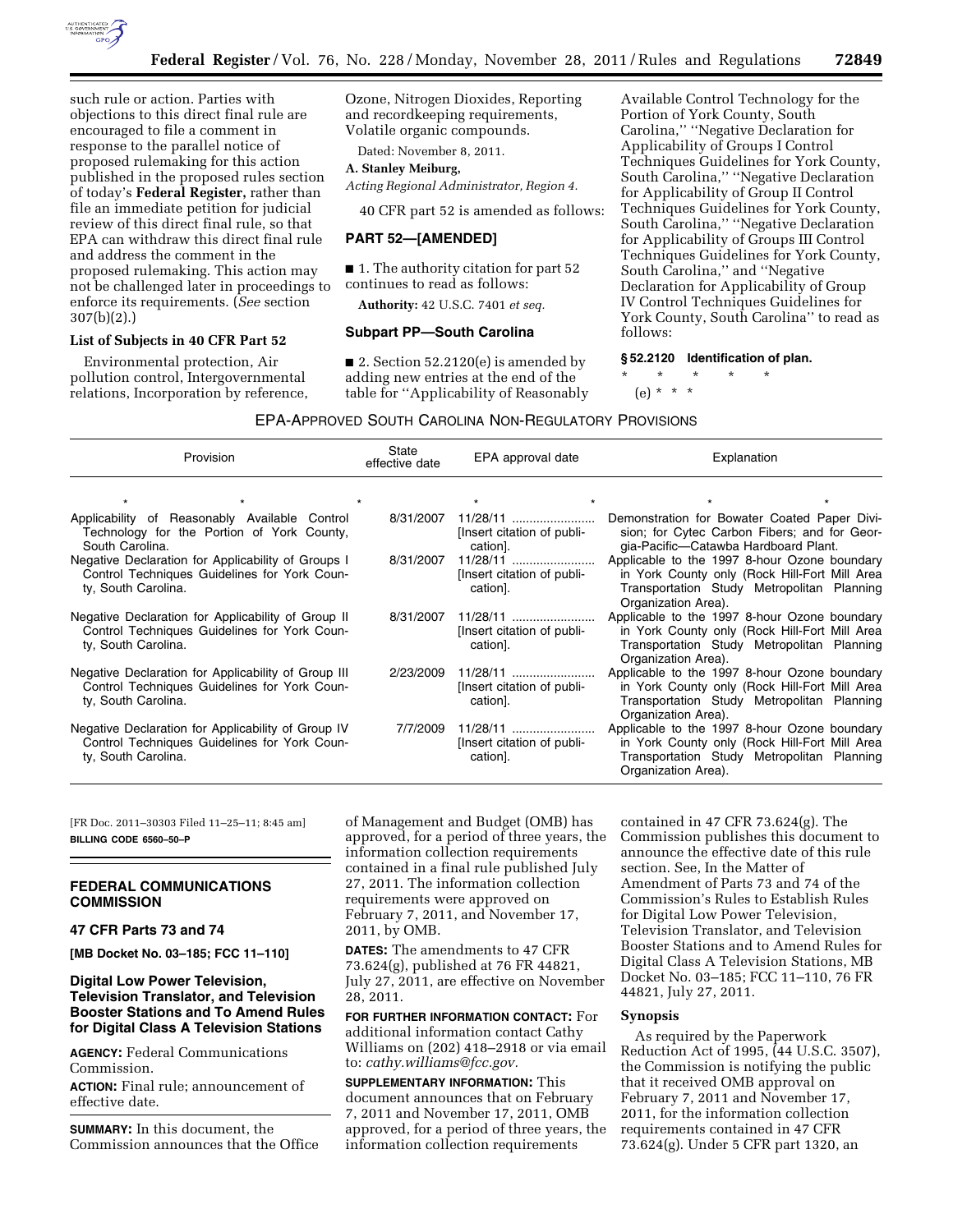such rule or action. Parties with objections to this direct final rule are encouraged to file a comment in response to the parallel notice of proposed rulemaking for this action published in the proposed rules section of today's **Federal Register**, rather than file an immediate petition for judicial review of this direct final rule, so that EPA can withdraw this direct final rule and address the comment in the proposed rulemaking. This action may not be challenged later in proceedings to enforce its requirements. (*See* section 307(b)(2).)

### List of Subjects in 40 CFR Part 52

Environmental protection, Air pollution control, Intergovernmental relations, Incorporation by reference, Ozone, Nitrogen Dioxides, Reporting and recordkeeping requirements, Volatile organic compounds.

Dated: November 8, 2011.

**A. Stanley Meiburg,**

*Acting Regional Administrator, Region 4.*

40 CFR part 52 is amended as follows:

## PART 52—[AMENDED]

■ 1. The authority citation for part 52 continues to read as follows:

**Authority:** 42 U.S.C. 7401 *et seq.*

### Subpart PP—South Carolina

■ 2. Section 52.2120(e) is amended by adding new entries at the end of the table for "Applicability of Reasonably Available Control Technology for the Portion of York County, South Carolina," "Negative Declaration for Applicability of Groups I Control Techniques Guidelines for York County, South Carolina," "Negative Declaration for Applicability of Group II Control Techniques Guidelines for York County, South Carolina," "Negative Declaration for Applicability of Groups III Control Techniques Guidelines for York County, South Carolina," and "Negative Declaration for Applicability of Group IV Control Techniques Guidelines for York County, South Carolina" to read as follows:

**§ 52.2120 Identification of plan.**

\* \* \* \* \*

(e) \* \* \*

EPA-APPROVED SOUTH CAROLINA NON-REGULATORY PROVISIONS

| Provision | State effective date | EPA approval date | Explanation |
|---|---|---|---|
| * * | * | * * | * * |
| Applicability of Reasonably Available Control Technology for the Portion of York County, South Carolina. | 8/31/2007 | 11/28/11 [Insert citation of publication]. | Demonstration for Bowater Coated Paper Division; for Cytec Carbon Fibers; and for Georgia-Pacific—Catawba Hardboard Plant. |
| Negative Declaration for Applicability of Groups I Control Techniques Guidelines for York County, South Carolina. | 8/31/2007 | 11/28/11 [Insert citation of publication]. | Applicable to the 1997 8-hour Ozone boundary in York County only (Rock Hill-Fort Mill Area Transportation Study Metropolitan Planning Organization Area). |
| Negative Declaration for Applicability of Group II Control Techniques Guidelines for York County, South Carolina. | 8/31/2007 | 11/28/11 [Insert citation of publication]. | Applicable to the 1997 8-hour Ozone boundary in York County only (Rock Hill-Fort Mill Area Transportation Study Metropolitan Planning Organization Area). |
| Negative Declaration for Applicability of Group III Control Techniques Guidelines for York County, South Carolina. | 2/23/2009 | 11/28/11 [Insert citation of publication]. | Applicable to the 1997 8-hour Ozone boundary in York County only (Rock Hill-Fort Mill Area Transportation Study Metropolitan Planning Organization Area). |
| Negative Declaration for Applicability of Group IV Control Techniques Guidelines for York County, South Carolina. | 7/7/2009 | 11/28/11 [Insert citation of publication]. | Applicable to the 1997 8-hour Ozone boundary in York County only (Rock Hill-Fort Mill Area Transportation Study Metropolitan Planning Organization Area). |

[FR Doc. 2011–30303 Filed 11–25–11; 8:45 am]

**BILLING CODE 6560–50–P**

## FEDERAL COMMUNICATIONS COMMISSION

### 47 CFR Parts 73 and 74

**[MB Docket No. 03–185; FCC 11–110]**

### Digital Low Power Television, Television Translator, and Television Booster Stations and To Amend Rules for Digital Class A Television Stations

**AGENCY:** Federal Communications Commission.

**ACTION:** Final rule; announcement of effective date.

**SUMMARY:** In this document, the Commission announces that the Office of Management and Budget (OMB) has approved, for a period of three years, the information collection requirements contained in a final rule published July 27, 2011. The information collection requirements were approved on February 7, 2011, and November 17, 2011, by OMB.

**DATES:** The amendments to 47 CFR 73.624(g), published at 76 FR 44821, July 27, 2011, are effective on November 28, 2011.

**FOR FURTHER INFORMATION CONTACT:** For additional information contact Cathy Williams on (202) 418–2918 or via email to: *cathy.williams@fcc.gov*.

**SUPPLEMENTARY INFORMATION:** This document announces that on February 7, 2011 and November 17, 2011, OMB approved, for a period of three years, the information collection requirements contained in 47 CFR 73.624(g). The Commission publishes this document to announce the effective date of this rule section. See, In the Matter of Amendment of Parts 73 and 74 of the Commission's Rules to Establish Rules for Digital Low Power Television, Television Translator, and Television Booster Stations and to Amend Rules for Digital Class A Television Stations, MB Docket No. 03–185; FCC 11–110, 76 FR 44821, July 27, 2011.

### Synopsis

As required by the Paperwork Reduction Act of 1995, (44 U.S.C. 3507), the Commission is notifying the public that it received OMB approval on February 7, 2011 and November 17, 2011, for the information collection requirements contained in 47 CFR 73.624(g). Under 5 CFR part 1320, an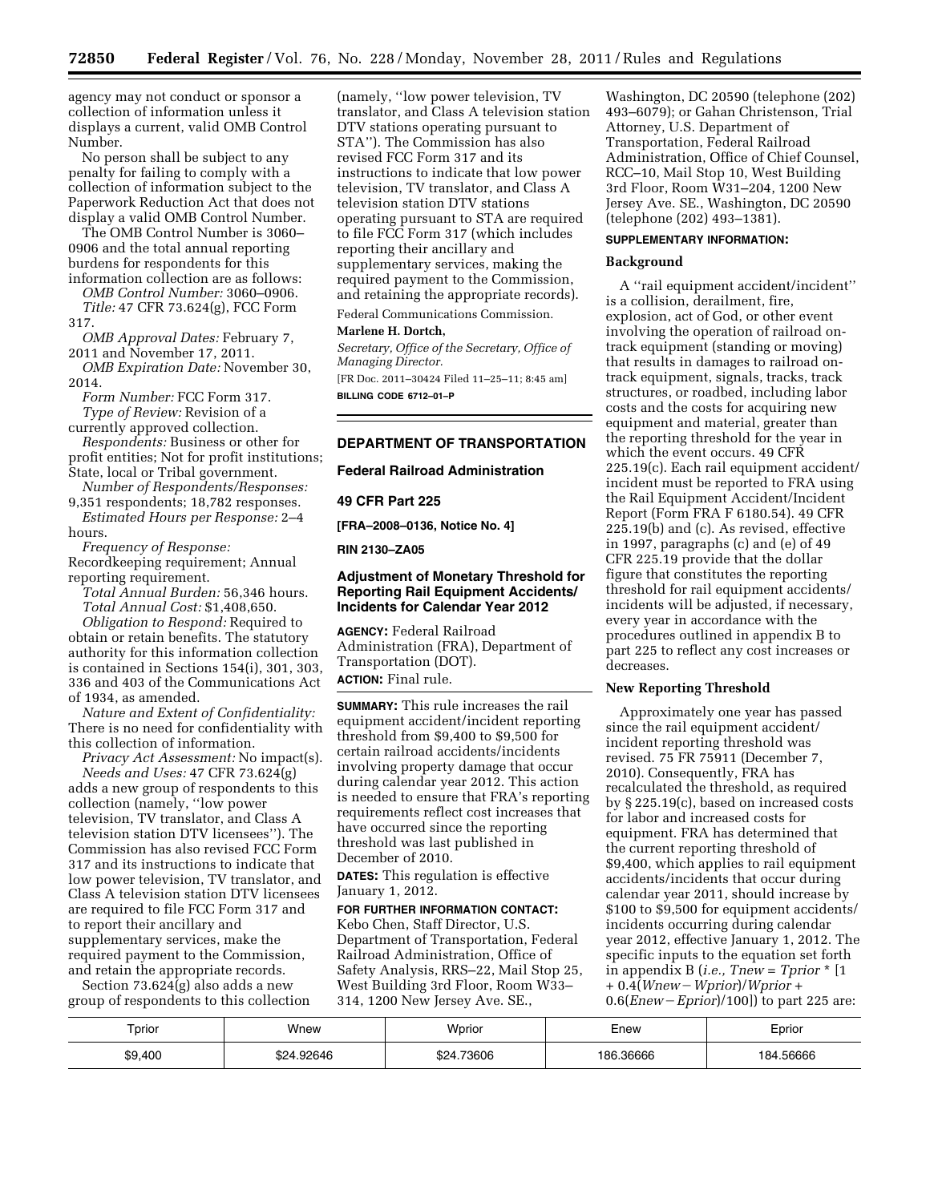agency may not conduct or sponsor a collection of information unless it displays a current, valid OMB Control Number.

No person shall be subject to any penalty for failing to comply with a collection of information subject to the Paperwork Reduction Act that does not display a valid OMB Control Number.

The OMB Control Number is 3060–0906 and the total annual reporting burdens for respondents for this information collection are as follows:

*OMB Control Number:* 3060–0906.

*Title:* 47 CFR 73.624(g), FCC Form 317.

*OMB Approval Dates:* February 7, 2011 and November 17, 2011.

*OMB Expiration Date:* November 30, 2014.

*Form Number:* FCC Form 317.

*Type of Review:* Revision of a currently approved collection.

*Respondents:* Business or other for profit entities; Not for profit institutions; State, local or Tribal government.

*Number of Respondents/Responses:* 9,351 respondents; 18,782 responses.

*Estimated Hours per Response:* 2–4 hours.

*Frequency of Response:* Recordkeeping requirement; Annual reporting requirement.

*Total Annual Burden:* 56,346 hours.

*Total Annual Cost:* $1,408,650.

*Obligation to Respond:* Required to obtain or retain benefits. The statutory authority for this information collection is contained in Sections 154(i), 301, 303, 336 and 403 of the Communications Act of 1934, as amended.

*Nature and Extent of Confidentiality:* There is no need for confidentiality with this collection of information.

*Privacy Act Assessment:* No impact(s).

*Needs and Uses:* 47 CFR 73.624(g) adds a new group of respondents to this collection (namely, ''low power television, TV translator, and Class A television station DTV licensees''). The Commission has also revised FCC Form 317 and its instructions to indicate that low power television, TV translator, and Class A television station DTV licensees are required to file FCC Form 317 and to report their ancillary and supplementary services, make the required payment to the Commission, and retain the appropriate records.

Section 73.624(g) also adds a new group of respondents to this collection (namely, ''low power television, TV translator, and Class A television station DTV stations operating pursuant to STA''). The Commission has also revised FCC Form 317 and its instructions to indicate that low power television, TV translator, and Class A television station DTV stations operating pursuant to STA are required to file FCC Form 317 (which includes reporting their ancillary and supplementary services, making the required payment to the Commission, and retaining the appropriate records).

Federal Communications Commission.

**Marlene H. Dortch,**

*Secretary, Office of the Secretary, Office of Managing Director.*

[FR Doc. 2011–30424 Filed 11–25–11; 8:45 am]

**BILLING CODE 6712–01–P**

## DEPARTMENT OF TRANSPORTATION

### Federal Railroad Administration

### 49 CFR Part 225

**[FRA–2008–0136, Notice No. 4]**

**RIN 2130–ZA05**

### Adjustment of Monetary Threshold for Reporting Rail Equipment Accidents/Incidents for Calendar Year 2012

**AGENCY:** Federal Railroad Administration (FRA), Department of Transportation (DOT).

**ACTION:** Final rule.

**SUMMARY:** This rule increases the rail equipment accident/incident reporting threshold from $9,400 to $9,500 for certain railroad accidents/incidents involving property damage that occur during calendar year 2012. This action is needed to ensure that FRA's reporting requirements reflect cost increases that have occurred since the reporting threshold was last published in December of 2010.

**DATES:** This regulation is effective January 1, 2012.

**FOR FURTHER INFORMATION CONTACT:** Kebo Chen, Staff Director, U.S. Department of Transportation, Federal Railroad Administration, Office of Safety Analysis, RRS–22, Mail Stop 25, West Building 3rd Floor, Room W33–314, 1200 New Jersey Ave. SE., Washington, DC 20590 (telephone (202) 493–6079); or Gahan Christenson, Trial Attorney, U.S. Department of Transportation, Federal Railroad Administration, Office of Chief Counsel, RCC–10, Mail Stop 10, West Building 3rd Floor, Room W31–204, 1200 New Jersey Ave. SE., Washington, DC 20590 (telephone (202) 493–1381).

**SUPPLEMENTARY INFORMATION:**

### Background

A ''rail equipment accident/incident'' is a collision, derailment, fire, explosion, act of God, or other event involving the operation of railroad on-track equipment (standing or moving) that results in damages to railroad on-track equipment, signals, tracks, track structures, or roadbed, including labor costs and the costs for acquiring new equipment and material, greater than the reporting threshold for the year in which the event occurs. 49 CFR 225.19(c). Each rail equipment accident/incident must be reported to FRA using the Rail Equipment Accident/Incident Report (Form FRA F 6180.54). 49 CFR 225.19(b) and (c). As revised, effective in 1997, paragraphs (c) and (e) of 49 CFR 225.19 provide that the dollar figure that constitutes the reporting threshold for rail equipment accidents/incidents will be adjusted, if necessary, every year in accordance with the procedures outlined in appendix B to part 225 to reflect any cost increases or decreases.

### New Reporting Threshold

Approximately one year has passed since the rail equipment accident/incident reporting threshold was revised. 75 FR 75911 (December 7, 2010). Consequently, FRA has recalculated the threshold, as required by § 225.19(c), based on increased costs for labor and increased costs for equipment. FRA has determined that the current reporting threshold of $9,400, which applies to rail equipment accidents/incidents that occur during calendar year 2011, should increase by $100 to $9,500 for equipment accidents/incidents occurring during calendar year 2012, effective January 1, 2012. The specific inputs to the equation set forth in appendix B (*i.e.,* $Tnew = Tprior * [1 + 0.4(Wnew - Wprior)/Wprior + 0.6(Enew - Eprior)/100]$) to part 225 are:

| Tprior | Wnew | Wprior | Enew | Eprior |
|---|---|---|---|---|
| $9,400 | $24.92646 | $24.73606 | 186.36666 | 184.56666 |